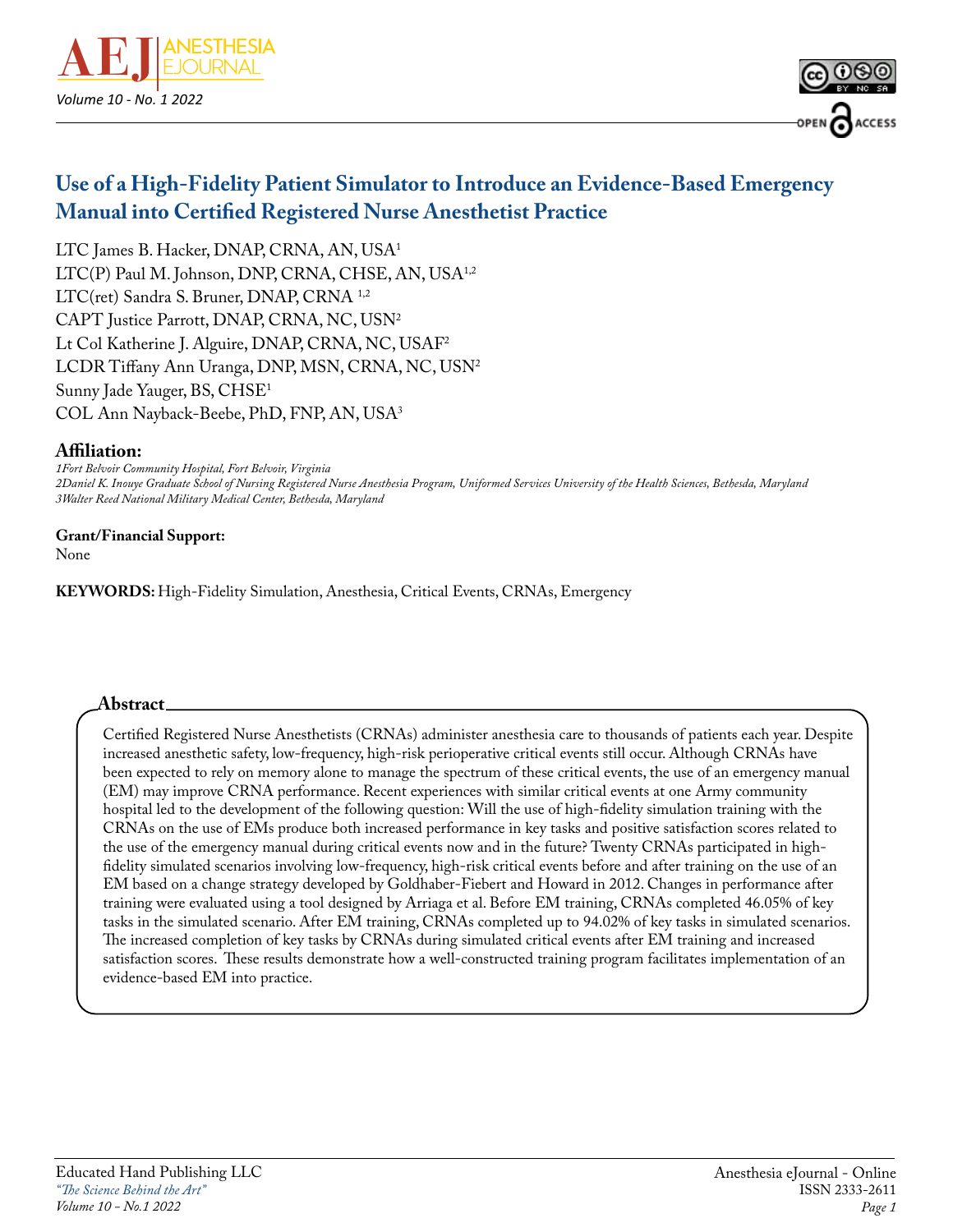# Use of a High-Fidelity Patient Simulator to Introduce an Evidence-Based Emergency Manual into Certified Registered Nurse Anesthetist Practice

LTC James B. Hacker, DNAP, CRNA, AN, USA[1]
LTC(P) Paul M. Johnson, DNP, CRNA, CHSE, AN, USA[1,2]
LTC(ret) Sandra S. Bruner, DNAP, CRNA [1,2]
CAPT Justice Parrott, DNAP, CRNA, NC, USN[2]
Lt Col Katherine J. Alguire, DNAP, CRNA, NC, USAF[2]
LCDR Tiffany Ann Uranga, DNP, MSN, CRNA, NC, USN[2]
Sunny Jade Yauger, BS, CHSE[1]
COL Ann Nayback-Beebe, PhD, FNP, AN, USA[3]

### Affiliation:

*1Fort Belvoir Community Hospital, Fort Belvoir, Virginia*
*2Daniel K. Inouye Graduate School of Nursing Registered Nurse Anesthesia Program, Uniformed Services University of the Health Sciences, Bethesda, Maryland*
*3Walter Reed National Military Medical Center, Bethesda, Maryland*

**Grant/Financial Support:**
None

**KEYWORDS:** High-Fidelity Simulation, Anesthesia, Critical Events, CRNAs, Emergency

## Abstract

Certified Registered Nurse Anesthetists (CRNAs) administer anesthesia care to thousands of patients each year. Despite increased anesthetic safety, low-frequency, high-risk perioperative critical events still occur. Although CRNAs have been expected to rely on memory alone to manage the spectrum of these critical events, the use of an emergency manual (EM) may improve CRNA performance. Recent experiences with similar critical events at one Army community hospital led to the development of the following question: Will the use of high-fidelity simulation training with the CRNAs on the use of EMs produce both increased performance in key tasks and positive satisfaction scores related to the use of the emergency manual during critical events now and in the future? Twenty CRNAs participated in high-fidelity simulated scenarios involving low-frequency, high-risk critical events before and after training on the use of an EM based on a change strategy developed by Goldhaber-Fiebert and Howard in 2012. Changes in performance after training were evaluated using a tool designed by Arriaga et al. Before EM training, CRNAs completed 46.05% of key tasks in the simulated scenario. After EM training, CRNAs completed up to 94.02% of key tasks in simulated scenarios. The increased completion of key tasks by CRNAs during simulated critical events after EM training and increased satisfaction scores. These results demonstrate how a well-constructed training program facilitates implementation of an evidence-based EM into practice.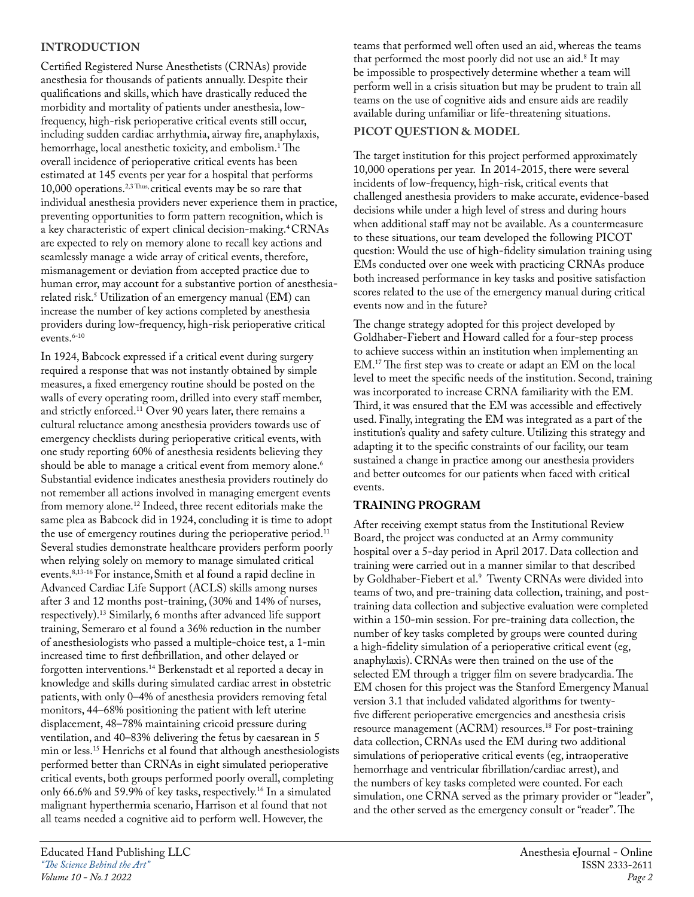## INTRODUCTION

Certified Registered Nurse Anesthetists (CRNAs) provide anesthesia for thousands of patients annually. Despite their qualifications and skills, which have drastically reduced the morbidity and mortality of patients under anesthesia, low-frequency, high-risk perioperative critical events still occur, including sudden cardiac arrhythmia, airway fire, anaphylaxis, hemorrhage, local anesthetic toxicity, and embolism.[1] The overall incidence of perioperative critical events has been estimated at 145 events per year for a hospital that performs 10,000 operations.[2,3] Thus, critical events may be so rare that individual anesthesia providers never experience them in practice, preventing opportunities to form pattern recognition, which is a key characteristic of expert clinical decision-making.[4] CRNAs are expected to rely on memory alone to recall key actions and seamlessly manage a wide array of critical events, therefore, mismanagement or deviation from accepted practice due to human error, may account for a substantive portion of anesthesia-related risk.[5] Utilization of an emergency manual (EM) can increase the number of key actions completed by anesthesia providers during low-frequency, high-risk perioperative critical events.[6-10]

In 1924, Babcock expressed if a critical event during surgery required a response that was not instantly obtained by simple measures, a fixed emergency routine should be posted on the walls of every operating room, drilled into every staff member, and strictly enforced.[11] Over 90 years later, there remains a cultural reluctance among anesthesia providers towards use of emergency checklists during perioperative critical events, with one study reporting 60% of anesthesia residents believing they should be able to manage a critical event from memory alone.[6] Substantial evidence indicates anesthesia providers routinely do not remember all actions involved in managing emergent events from memory alone.[12] Indeed, three recent editorials make the same plea as Babcock did in 1924, concluding it is time to adopt the use of emergency routines during the perioperative period.[11] Several studies demonstrate healthcare providers perform poorly when relying solely on memory to manage simulated critical events.[8,13-16] For instance, Smith et al found a rapid decline in Advanced Cardiac Life Support (ACLS) skills among nurses after 3 and 12 months post-training, (30% and 14% of nurses, respectively).[13] Similarly, 6 months after advanced life support training, Semeraro et al found a 36% reduction in the number of anesthesiologists who passed a multiple-choice test, a 1-min increased time to first defibrillation, and other delayed or forgotten interventions.[14] Berkenstadt et al reported a decay in knowledge and skills during simulated cardiac arrest in obstetric patients, with only 0–4% of anesthesia providers removing fetal monitors, 44–68% positioning the patient with left uterine displacement, 48–78% maintaining cricoid pressure during ventilation, and 40–83% delivering the fetus by caesarean in 5 min or less.[15] Henrichs et al found that although anesthesiologists performed better than CRNAs in eight simulated perioperative critical events, both groups performed poorly overall, completing only 66.6% and 59.9% of key tasks, respectively.[16] In a simulated malignant hyperthermia scenario, Harrison et al found that not all teams needed a cognitive aid to perform well. However, the teams that performed well often used an aid, whereas the teams that performed the most poorly did not use an aid.[8] It may be impossible to prospectively determine whether a team will perform well in a crisis situation but may be prudent to train all teams on the use of cognitive aids and ensure aids are readily available during unfamiliar or life-threatening situations.

## PICOT QUESTION & MODEL

The target institution for this project performed approximately 10,000 operations per year. In 2014-2015, there were several incidents of low-frequency, high-risk, critical events that challenged anesthesia providers to make accurate, evidence-based decisions while under a high level of stress and during hours when additional staff may not be available. As a countermeasure to these situations, our team developed the following PICOT question: Would the use of high-fidelity simulation training using EMs conducted over one week with practicing CRNAs produce both increased performance in key tasks and positive satisfaction scores related to the use of the emergency manual during critical events now and in the future?

The change strategy adopted for this project developed by Goldhaber-Fiebert and Howard called for a four-step process to achieve success within an institution when implementing an EM.[17] The first step was to create or adapt an EM on the local level to meet the specific needs of the institution. Second, training was incorporated to increase CRNA familiarity with the EM. Third, it was ensured that the EM was accessible and effectively used. Finally, integrating the EM was integrated as a part of the institution's quality and safety culture. Utilizing this strategy and adapting it to the specific constraints of our facility, our team sustained a change in practice among our anesthesia providers and better outcomes for our patients when faced with critical events.

## TRAINING PROGRAM

After receiving exempt status from the Institutional Review Board, the project was conducted at an Army community hospital over a 5-day period in April 2017. Data collection and training were carried out in a manner similar to that described by Goldhaber-Fiebert et al.[9] Twenty CRNAs were divided into teams of two, and pre-training data collection, training, and post-training data collection and subjective evaluation were completed within a 150-min session. For pre-training data collection, the number of key tasks completed by groups were counted during a high-fidelity simulation of a perioperative critical event (eg, anaphylaxis). CRNAs were then trained on the use of the selected EM through a trigger film on severe bradycardia. The EM chosen for this project was the Stanford Emergency Manual version 3.1 that included validated algorithms for twenty-five different perioperative emergencies and anesthesia crisis resource management (ACRM) resources.[18] For post-training data collection, CRNAs used the EM during two additional simulations of perioperative critical events (eg, intraoperative hemorrhage and ventricular fibrillation/cardiac arrest), and the numbers of key tasks completed were counted. For each simulation, one CRNA served as the primary provider or "leader", and the other served as the emergency consult or "reader". The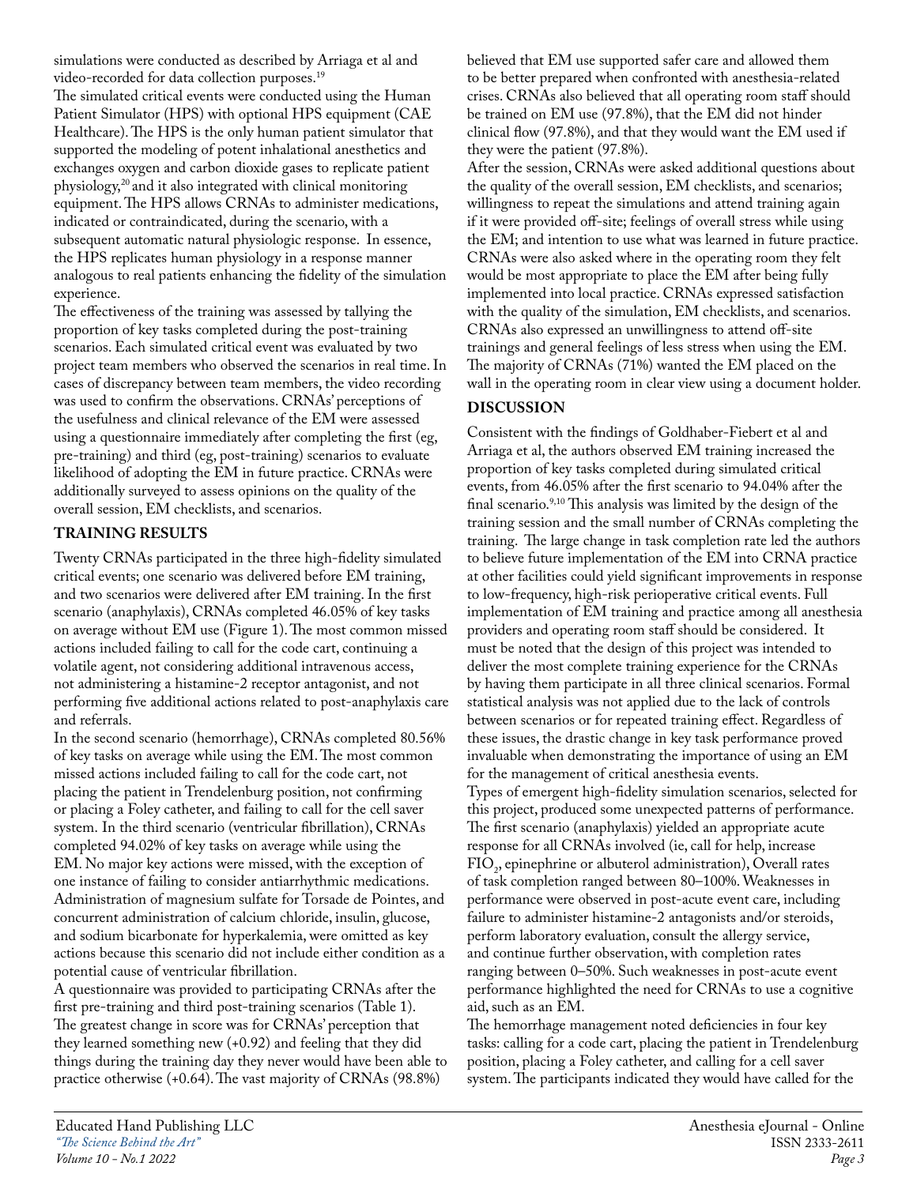simulations were conducted as described by Arriaga et al and video-recorded for data collection purposes.[19]

The simulated critical events were conducted using the Human Patient Simulator (HPS) with optional HPS equipment (CAE Healthcare). The HPS is the only human patient simulator that supported the modeling of potent inhalational anesthetics and exchanges oxygen and carbon dioxide gases to replicate patient physiology,[20] and it also integrated with clinical monitoring equipment. The HPS allows CRNAs to administer medications, indicated or contraindicated, during the scenario, with a subsequent automatic natural physiologic response. In essence, the HPS replicates human physiology in a response manner analogous to real patients enhancing the fidelity of the simulation experience.

The effectiveness of the training was assessed by tallying the proportion of key tasks completed during the post-training scenarios. Each simulated critical event was evaluated by two project team members who observed the scenarios in real time. In cases of discrepancy between team members, the video recording was used to confirm the observations. CRNAs' perceptions of the usefulness and clinical relevance of the EM were assessed using a questionnaire immediately after completing the first (eg, pre-training) and third (eg, post-training) scenarios to evaluate likelihood of adopting the EM in future practice. CRNAs were additionally surveyed to assess opinions on the quality of the overall session, EM checklists, and scenarios.

## TRAINING RESULTS

Twenty CRNAs participated in the three high-fidelity simulated critical events; one scenario was delivered before EM training, and two scenarios were delivered after EM training. In the first scenario (anaphylaxis), CRNAs completed 46.05% of key tasks on average without EM use (Figure 1). The most common missed actions included failing to call for the code cart, continuing a volatile agent, not considering additional intravenous access, not administering a histamine-2 receptor antagonist, and not performing five additional actions related to post-anaphylaxis care and referrals.

In the second scenario (hemorrhage), CRNAs completed 80.56% of key tasks on average while using the EM. The most common missed actions included failing to call for the code cart, not placing the patient in Trendelenburg position, not confirming or placing a Foley catheter, and failing to call for the cell saver system. In the third scenario (ventricular fibrillation), CRNAs completed 94.02% of key tasks on average while using the EM. No major key actions were missed, with the exception of one instance of failing to consider antiarrhythmic medications. Administration of magnesium sulfate for Torsade de Pointes, and concurrent administration of calcium chloride, insulin, glucose, and sodium bicarbonate for hyperkalemia, were omitted as key actions because this scenario did not include either condition as a potential cause of ventricular fibrillation.

A questionnaire was provided to participating CRNAs after the first pre-training and third post-training scenarios (Table 1). The greatest change in score was for CRNAs' perception that they learned something new (+0.92) and feeling that they did things during the training day they never would have been able to practice otherwise (+0.64). The vast majority of CRNAs (98.8%) believed that EM use supported safer care and allowed them to be better prepared when confronted with anesthesia-related crises. CRNAs also believed that all operating room staff should be trained on EM use (97.8%), that the EM did not hinder clinical flow (97.8%), and that they would want the EM used if they were the patient (97.8%).

After the session, CRNAs were asked additional questions about the quality of the overall session, EM checklists, and scenarios; willingness to repeat the simulations and attend training again if it were provided off-site; feelings of overall stress while using the EM; and intention to use what was learned in future practice. CRNAs were also asked where in the operating room they felt would be most appropriate to place the EM after being fully implemented into local practice. CRNAs expressed satisfaction with the quality of the simulation, EM checklists, and scenarios. CRNAs also expressed an unwillingness to attend off-site trainings and general feelings of less stress when using the EM. The majority of CRNAs (71%) wanted the EM placed on the wall in the operating room in clear view using a document holder.

## DISCUSSION

Consistent with the findings of Goldhaber-Fiebert et al and Arriaga et al, the authors observed EM training increased the proportion of key tasks completed during simulated critical events, from 46.05% after the first scenario to 94.04% after the final scenario.[9,10] This analysis was limited by the design of the training session and the small number of CRNAs completing the training. The large change in task completion rate led the authors to believe future implementation of the EM into CRNA practice at other facilities could yield significant improvements in response to low-frequency, high-risk perioperative critical events. Full implementation of EM training and practice among all anesthesia providers and operating room staff should be considered. It must be noted that the design of this project was intended to deliver the most complete training experience for the CRNAs by having them participate in all three clinical scenarios. Formal statistical analysis was not applied due to the lack of controls between scenarios or for repeated training effect. Regardless of these issues, the drastic change in key task performance proved invaluable when demonstrating the importance of using an EM for the management of critical anesthesia events.

Types of emergent high-fidelity simulation scenarios, selected for this project, produced some unexpected patterns of performance. The first scenario (anaphylaxis) yielded an appropriate acute response for all CRNAs involved (ie, call for help, increase $FIO_2$, epinephrine or albuterol administration), Overall rates of task completion ranged between 80–100%. Weaknesses in performance were observed in post-acute event care, including failure to administer histamine-2 antagonists and/or steroids, perform laboratory evaluation, consult the allergy service, and continue further observation, with completion rates ranging between 0–50%. Such weaknesses in post-acute event performance highlighted the need for CRNAs to use a cognitive aid, such as an EM.

The hemorrhage management noted deficiencies in four key tasks: calling for a code cart, placing the patient in Trendelenburg position, placing a Foley catheter, and calling for a cell saver system. The participants indicated they would have called for the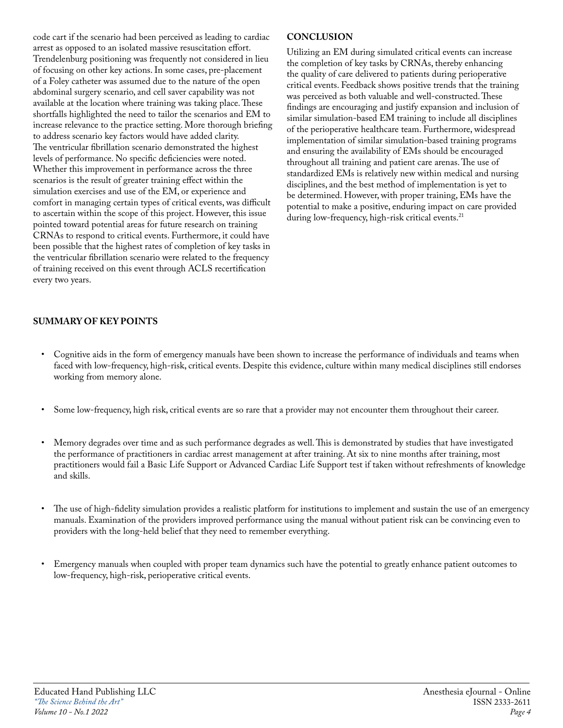code cart if the scenario had been perceived as leading to cardiac arrest as opposed to an isolated massive resuscitation effort. Trendelenburg positioning was frequently not considered in lieu of focusing on other key actions. In some cases, pre-placement of a Foley catheter was assumed due to the nature of the open abdominal surgery scenario, and cell saver capability was not available at the location where training was taking place. These shortfalls highlighted the need to tailor the scenarios and EM to increase relevance to the practice setting. More thorough briefing to address scenario key factors would have added clarity.
The ventricular fibrillation scenario demonstrated the highest levels of performance. No specific deficiencies were noted. Whether this improvement in performance across the three scenarios is the result of greater training effect within the simulation exercises and use of the EM, or experience and comfort in managing certain types of critical events, was difficult to ascertain within the scope of this project. However, this issue pointed toward potential areas for future research on training CRNAs to respond to critical events. Furthermore, it could have been possible that the highest rates of completion of key tasks in the ventricular fibrillation scenario were related to the frequency of training received on this event through ACLS recertification every two years.

## CONCLUSION

Utilizing an EM during simulated critical events can increase the completion of key tasks by CRNAs, thereby enhancing the quality of care delivered to patients during perioperative critical events. Feedback shows positive trends that the training was perceived as both valuable and well-constructed. These findings are encouraging and justify expansion and inclusion of similar simulation-based EM training to include all disciplines of the perioperative healthcare team. Furthermore, widespread implementation of similar simulation-based training programs and ensuring the availability of EMs should be encouraged throughout all training and patient care arenas. The use of standardized EMs is relatively new within medical and nursing disciplines, and the best method of implementation is yet to be determined. However, with proper training, EMs have the potential to make a positive, enduring impact on care provided during low-frequency, high-risk critical events.[21]

## SUMMARY OF KEY POINTS

- Cognitive aids in the form of emergency manuals have been shown to increase the performance of individuals and teams when faced with low-frequency, high-risk, critical events. Despite this evidence, culture within many medical disciplines still endorses working from memory alone.
- Some low-frequency, high risk, critical events are so rare that a provider may not encounter them throughout their career.
- Memory degrades over time and as such performance degrades as well. This is demonstrated by studies that have investigated the performance of practitioners in cardiac arrest management at after training. At six to nine months after training, most practitioners would fail a Basic Life Support or Advanced Cardiac Life Support test if taken without refreshments of knowledge and skills.
- The use of high-fidelity simulation provides a realistic platform for institutions to implement and sustain the use of an emergency manuals. Examination of the providers improved performance using the manual without patient risk can be convincing even to providers with the long-held belief that they need to remember everything.
- Emergency manuals when coupled with proper team dynamics such have the potential to greatly enhance patient outcomes to low-frequency, high-risk, perioperative critical events.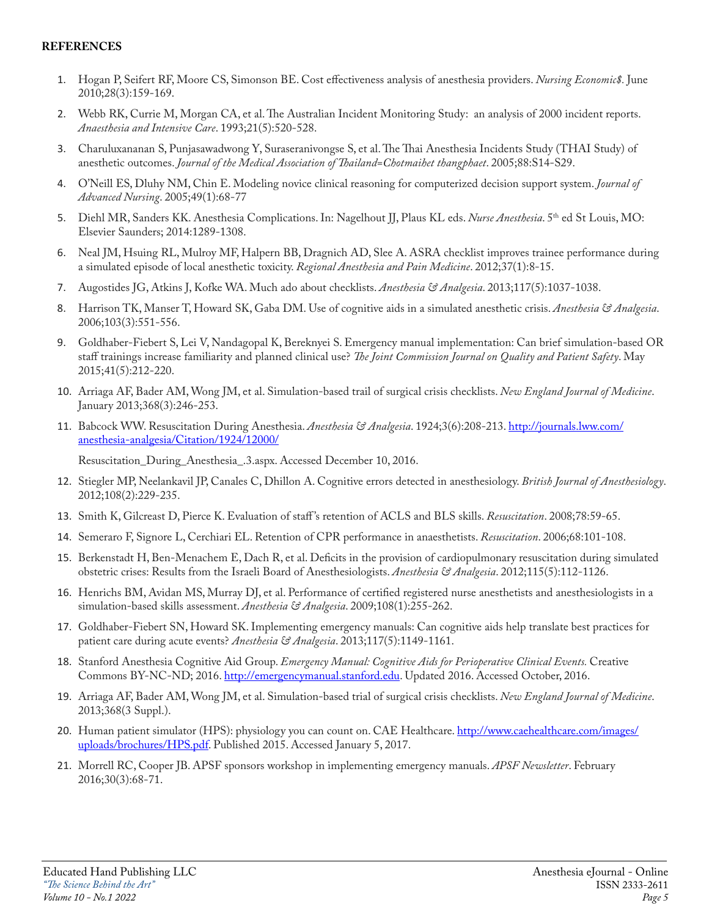**REFERENCES**

1. Hogan P, Seifert RF, Moore CS, Simonson BE. Cost effectiveness analysis of anesthesia providers. *Nursing Economic$.* June 2010;28(3):159-169.
2. Webb RK, Currie M, Morgan CA, et al. The Australian Incident Monitoring Study: an analysis of 2000 incident reports. *Anaesthesia and Intensive Care*. 1993;21(5):520-528.
3. Charuluxananan S, Punjasawadwong Y, Suraseranivongse S, et al. The Thai Anesthesia Incidents Study (THAI Study) of anesthetic outcomes. *Journal of the Medical Association of Thailand=Chotmaihet thangphaet*. 2005;88:S14-S29.
4. O'Neill ES, Dluhy NM, Chin E. Modeling novice clinical reasoning for computerized decision support system. *Journal of Advanced Nursing*. 2005;49(1):68-77
5. Diehl MR, Sanders KK. Anesthesia Complications. In: Nagelhout JJ, Plaus KL eds. *Nurse Anesthesia*. 5th ed St Louis, MO: Elsevier Saunders; 2014:1289-1308.
6. Neal JM, Hsuing RL, Mulroy MF, Halpern BB, Dragnich AD, Slee A. ASRA checklist improves trainee performance during a simulated episode of local anesthetic toxicity. *Regional Anesthesia and Pain Medicine*. 2012;37(1):8-15.
7. Augostides JG, Atkins J, Kofke WA. Much ado about checklists. *Anesthesia & Analgesia*. 2013;117(5):1037-1038.
8. Harrison TK, Manser T, Howard SK, Gaba DM. Use of cognitive aids in a simulated anesthetic crisis. *Anesthesia & Analgesia*. 2006;103(3):551-556.
9. Goldhaber-Fiebert S, Lei V, Nandagopal K, Bereknyei S. Emergency manual implementation: Can brief simulation-based OR staff trainings increase familiarity and planned clinical use? *The Joint Commission Journal on Quality and Patient Safety*. May 2015;41(5):212-220.
10. Arriaga AF, Bader AM, Wong JM, et al. Simulation-based trail of surgical crisis checklists. *New England Journal of Medicine*. January 2013;368(3):246-253.
11. Babcock WW. Resuscitation During Anesthesia. *Anesthesia & Analgesia*. 1924;3(6):208-213. http://journals.lww.com/anesthesia-analgesia/Citation/1924/12000/Resuscitation_During_Anesthesia_.3.aspx. Accessed December 10, 2016.
12. Stiegler MP, Neelankavil JP, Canales C, Dhillon A. Cognitive errors detected in anesthesiology. *British Journal of Anesthesiology*. 2012;108(2):229-235.
13. Smith K, Gilcreast D, Pierce K. Evaluation of staff's retention of ACLS and BLS skills. *Resuscitation*. 2008;78:59-65.
14. Semeraro F, Signore L, Cerchiari EL. Retention of CPR performance in anaesthetists. *Resuscitation*. 2006;68:101-108.
15. Berkenstadt H, Ben-Menachem E, Dach R, et al. Deficits in the provision of cardiopulmonary resuscitation during simulated obstetric crises: Results from the Israeli Board of Anesthesiologists. *Anesthesia & Analgesia*. 2012;115(5):112-1126.
16. Henrichs BM, Avidan MS, Murray DJ, et al. Performance of certified registered nurse anesthetists and anesthesiologists in a simulation-based skills assessment. *Anesthesia & Analgesia*. 2009;108(1):255-262.
17. Goldhaber-Fiebert SN, Howard SK. Implementing emergency manuals: Can cognitive aids help translate best practices for patient care during acute events? *Anesthesia & Analgesia*. 2013;117(5):1149-1161.
18. Stanford Anesthesia Cognitive Aid Group. *Emergency Manual: Cognitive Aids for Perioperative Clinical Events.* Creative Commons BY-NC-ND; 2016. http://emergencymanual.stanford.edu. Updated 2016. Accessed October, 2016.
19. Arriaga AF, Bader AM, Wong JM, et al. Simulation-based trial of surgical crisis checklists. *New England Journal of Medicine*. 2013;368(3 Suppl.).
20. Human patient simulator (HPS): physiology you can count on. CAE Healthcare. http://www.caehealthcare.com/images/uploads/brochures/HPS.pdf. Published 2015. Accessed January 5, 2017.
21. Morrell RC, Cooper JB. APSF sponsors workshop in implementing emergency manuals. *APSF Newsletter*. February 2016;30(3):68-71.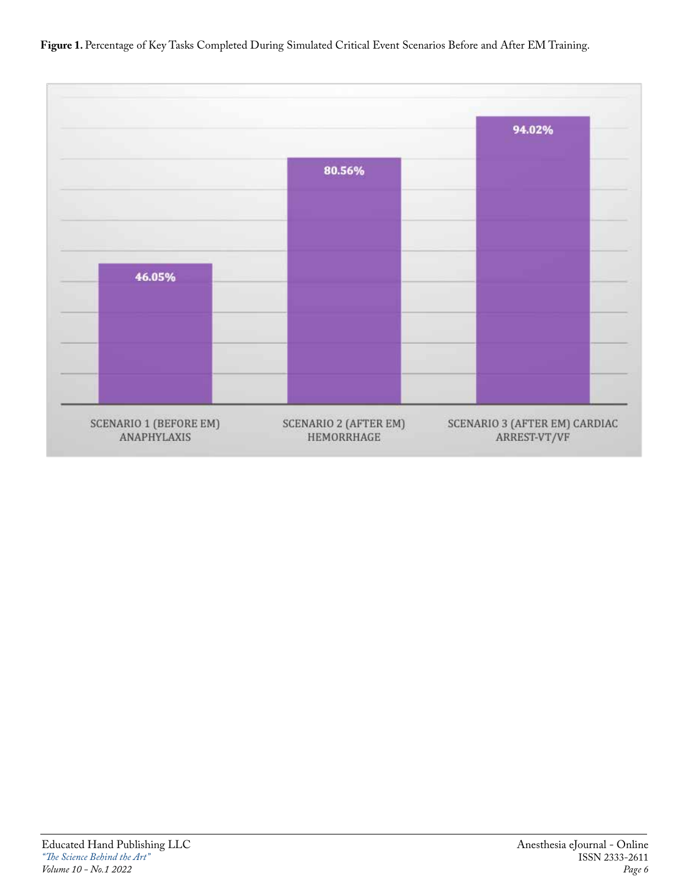**Figure 1.** Percentage of Key Tasks Completed During Simulated Critical Event Scenarios Before and After EM Training.

| Scenario | Percentage of Key Tasks Completed |
|---|---|
| SCENARIO 1 (BEFORE EM) ANAPHYLAXIS | 46.05% |
| SCENARIO 2 (AFTER EM) HEMORRHAGE | 80.56% |
| SCENARIO 3 (AFTER EM) CARDIAC ARREST-VT/VF | 94.02% |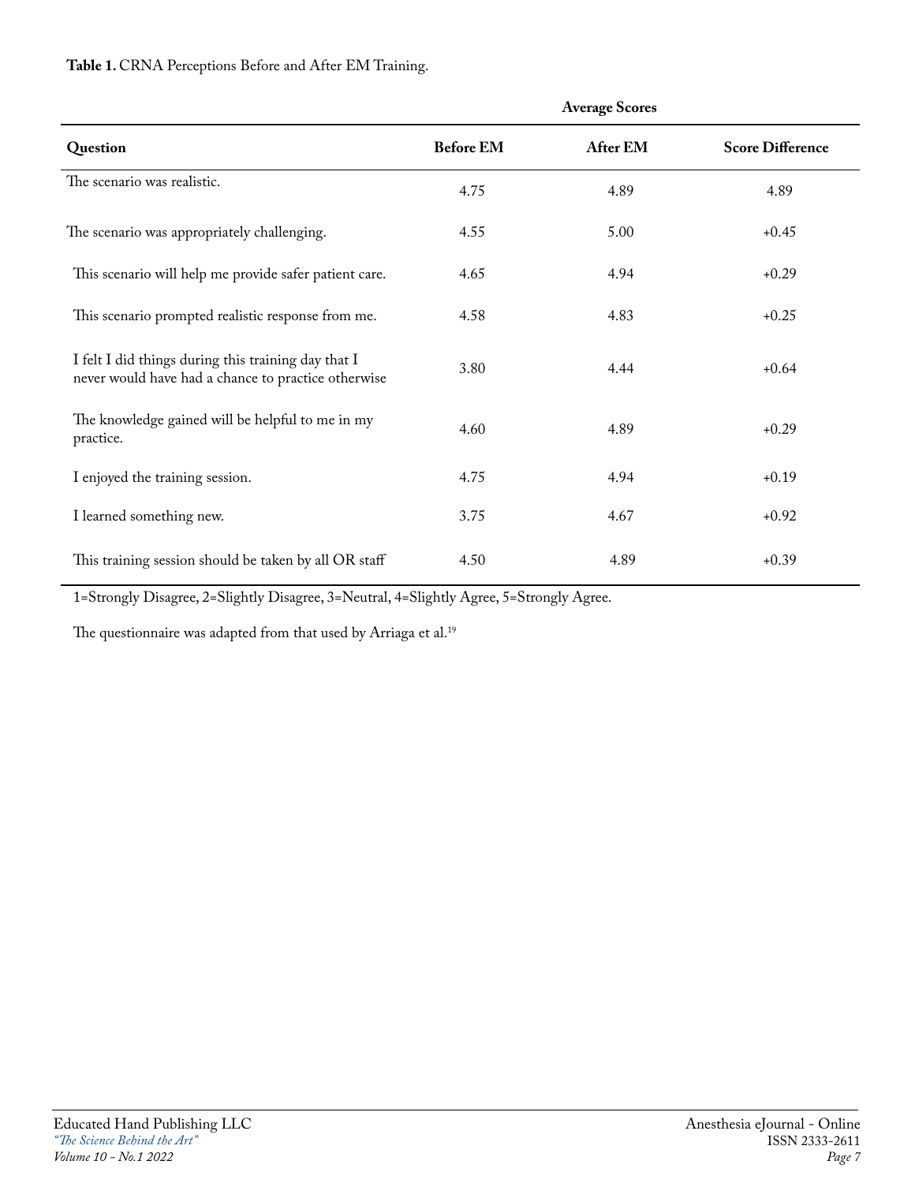**Table 1.** CRNA Perceptions Before and After EM Training.

| | Average Scores | | |
|---|---|---|---|
| **Question** | **Before EM** | **After EM** | **Score Difference** |
| The scenario was realistic. | 4.75 | 4.89 | 4.89 |
| The scenario was appropriately challenging. | 4.55 | 5.00 | +0.45 |
| This scenario will help me provide safer patient care. | 4.65 | 4.94 | +0.29 |
| This scenario prompted realistic response from me. | 4.58 | 4.83 | +0.25 |
| I felt I did things during this training day that I never would have had a chance to practice otherwise | 3.80 | 4.44 | +0.64 |
| The knowledge gained will be helpful to me in my practice. | 4.60 | 4.89 | +0.29 |
| I enjoyed the training session. | 4.75 | 4.94 | +0.19 |
| I learned something new. | 3.75 | 4.67 | +0.92 |
| This training session should be taken by all OR staff | 4.50 | 4.89 | +0.39 |

1=Strongly Disagree, 2=Slightly Disagree, 3=Neutral, 4=Slightly Agree, 5=Strongly Agree.

The questionnaire was adapted from that used by Arriaga et al.[19]